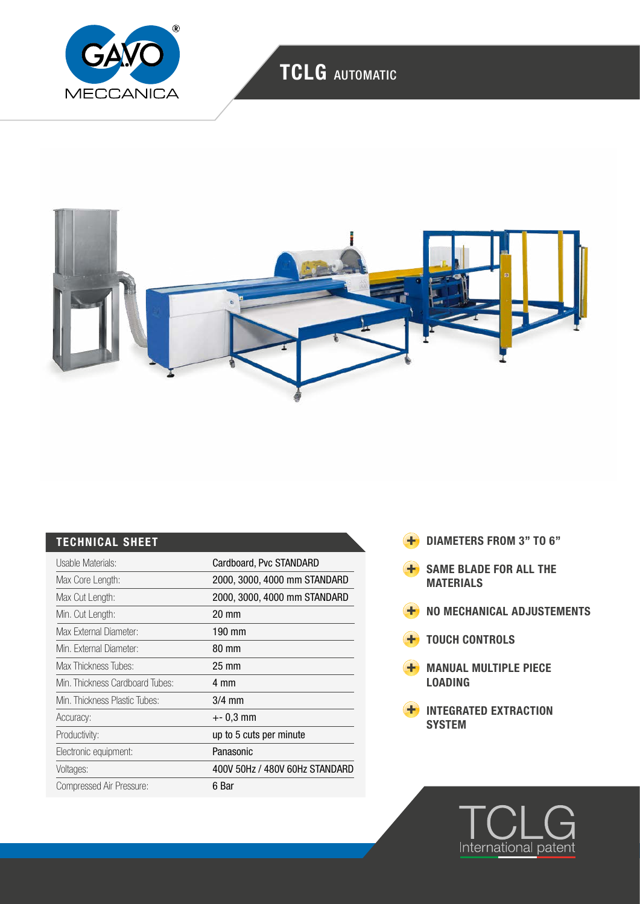# TCLG AUTOMATIC

## TECHNICAL SHEET

| | |
|---|---|
| Usable Materials: | Cardboard, Pvc STANDARD |
| Max Core Length: | 2000, 3000, 4000 mm STANDARD |
| Max Cut Length: | 2000, 3000, 4000 mm STANDARD |
| Min. Cut Length: | 20 mm |
| Max External Diameter: | 190 mm |
| Min. External Diameter: | 80 mm |
| Max Thickness Tubes: | 25 mm |
| Min. Thickness Cardboard Tubes: | 4 mm |
| Min. Thickness Plastic Tubes: | 3/4 mm |
| Accuracy: | +- 0,3 mm |
| Productivity: | up to 5 cuts per minute |
| Electronic equipment: | Panasonic |
| Voltages: | 400V 50Hz / 480V 60Hz STANDARD |
| Compressed Air Pressure: | 6 Bar |

- **DIAMETERS FROM 3" TO 6"**
- **SAME BLADE FOR ALL THE MATERIALS**
- **NO MECHANICAL ADJUSTEMENTS**
- **TOUCH CONTROLS**
- **MANUAL MULTIPLE PIECE LOADING**
- **INTEGRATED EXTRACTION SYSTEM**

TCLG
International patent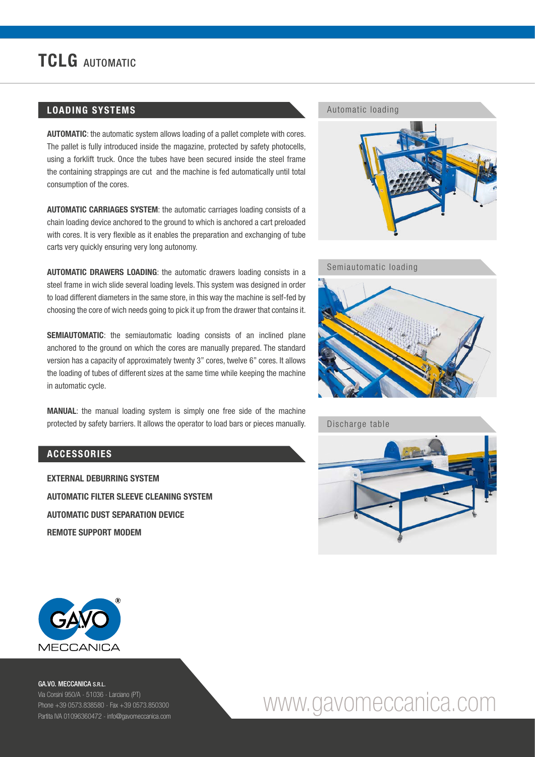# TCLG AUTOMATIC

## LOADING SYSTEMS

**AUTOMATIC**: the automatic system allows loading of a pallet complete with cores. The pallet is fully introduced inside the magazine, protected by safety photocells, using a forklift truck. Once the tubes have been secured inside the steel frame the containing strappings are cut and the machine is fed automatically until total consumption of the cores.

**AUTOMATIC CARRIAGES SYSTEM**: the automatic carriages loading consists of a chain loading device anchored to the ground to which is anchored a cart preloaded with cores. It is very flexible as it enables the preparation and exchanging of tube carts very quickly ensuring very long autonomy.

**AUTOMATIC DRAWERS LOADING**: the automatic drawers loading consists in a steel frame in wich slide several loading levels. This system was designed in order to load different diameters in the same store, in this way the machine is self-fed by choosing the core of wich needs going to pick it up from the drawer that contains it.

**SEMIAUTOMATIC**: the semiautomatic loading consists of an inclined plane anchored to the ground on which the cores are manually prepared. The standard version has a capacity of approximately twenty 3" cores, twelve 6" cores. It allows the loading of tubes of different sizes at the same time while keeping the machine in automatic cycle.

**MANUAL**: the manual loading system is simply one free side of the machine protected by safety barriers. It allows the operator to load bars or pieces manually.

## ACCESSORIES

**EXTERNAL DEBURRING SYSTEM**

**AUTOMATIC FILTER SLEEVE CLEANING SYSTEM**

**AUTOMATIC DUST SEPARATION DEVICE**

**REMOTE SUPPORT MODEM**

Automatic loading

Semiautomatic loading

Discharge table

GAVO MECCANICA

**GA.VO. MECCANICA S.R.L.**
Via Corsini 950/A - 51036 - Larciano (PT)
Phone +39 0573.838580 - Fax +39 0573.850300
Partita IVA 01096360472 - info@gavomeccanica.com

www.gavomeccanica.com